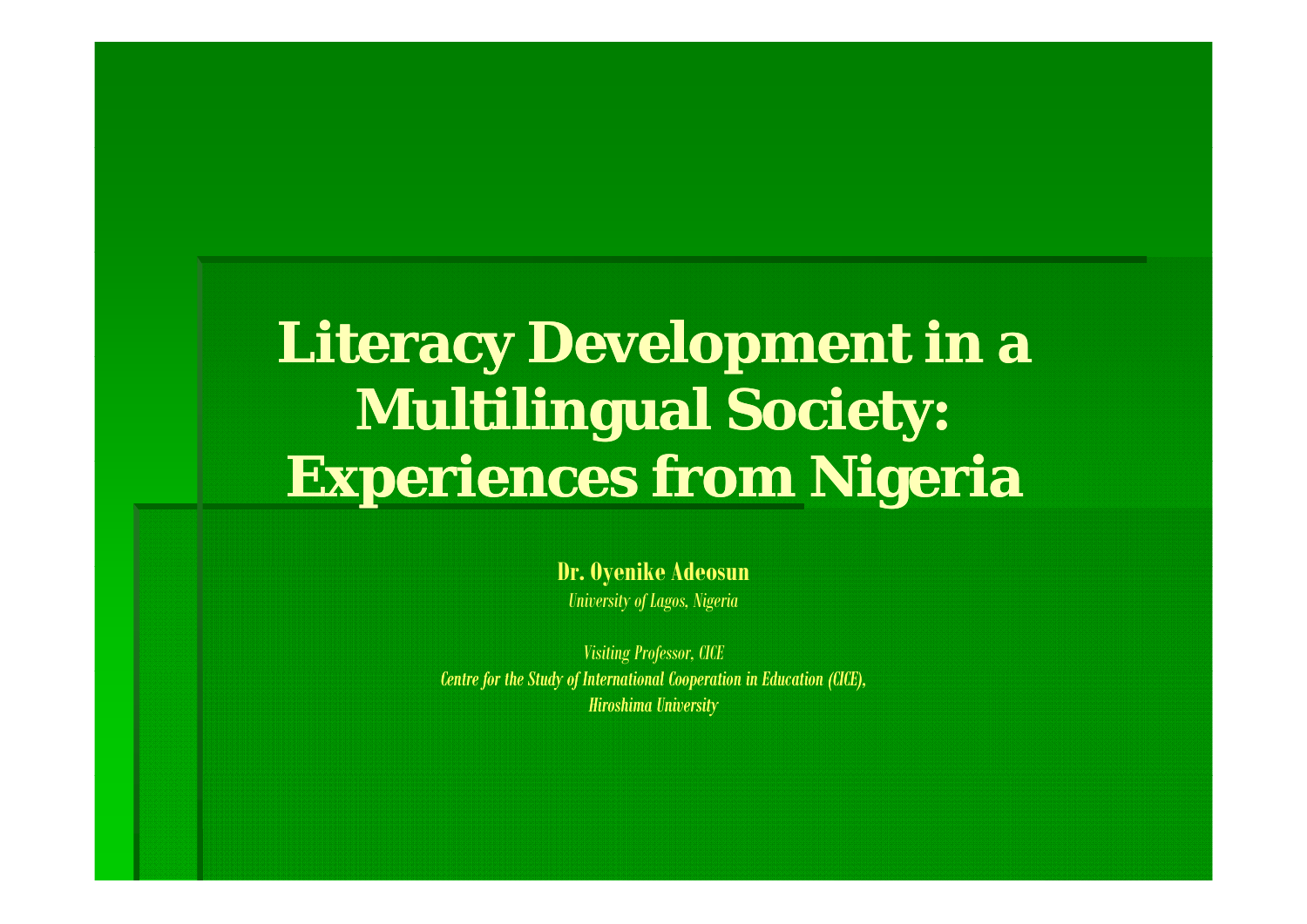# Literacy Development in a Multilingual Society: Experiences from Nigeria

**Dr. Oyenike Adeosun**

*University of Lagos, Nigeria*

*Visiting Professor, CICE*

*Centre for the Study of International Cooperation in Education (CICE),*

*Hiroshima University*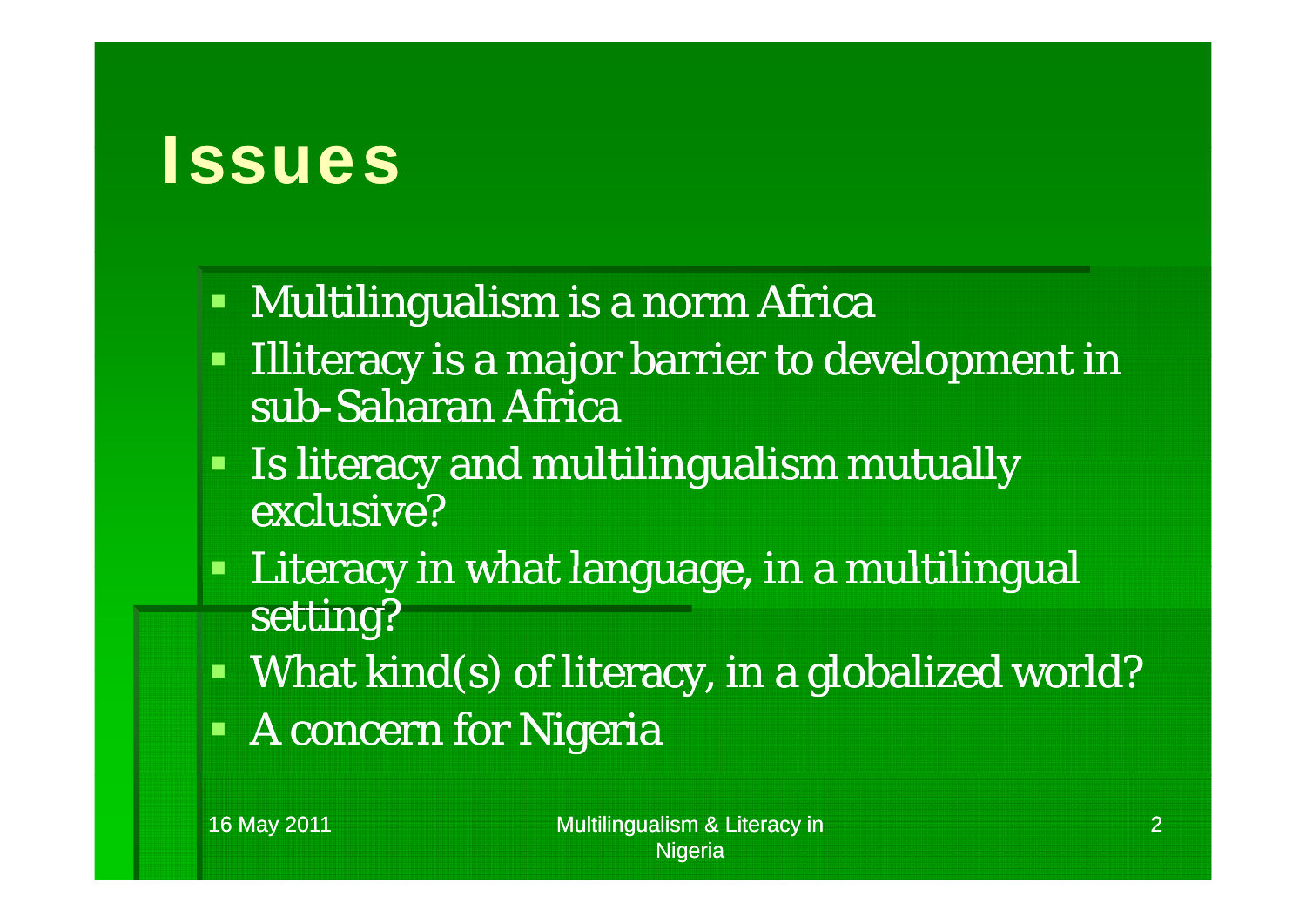# Issues

- Multilingualism is a norm Africa
- Illiteracy is a major barrier to development in sub-Saharan Africa
- Is literacy and multilingualism mutually exclusive?
- Literacy in what language, in a multilingual setting?
- What kind(s) of literacy, in a globalized world?
- A concern for Nigeria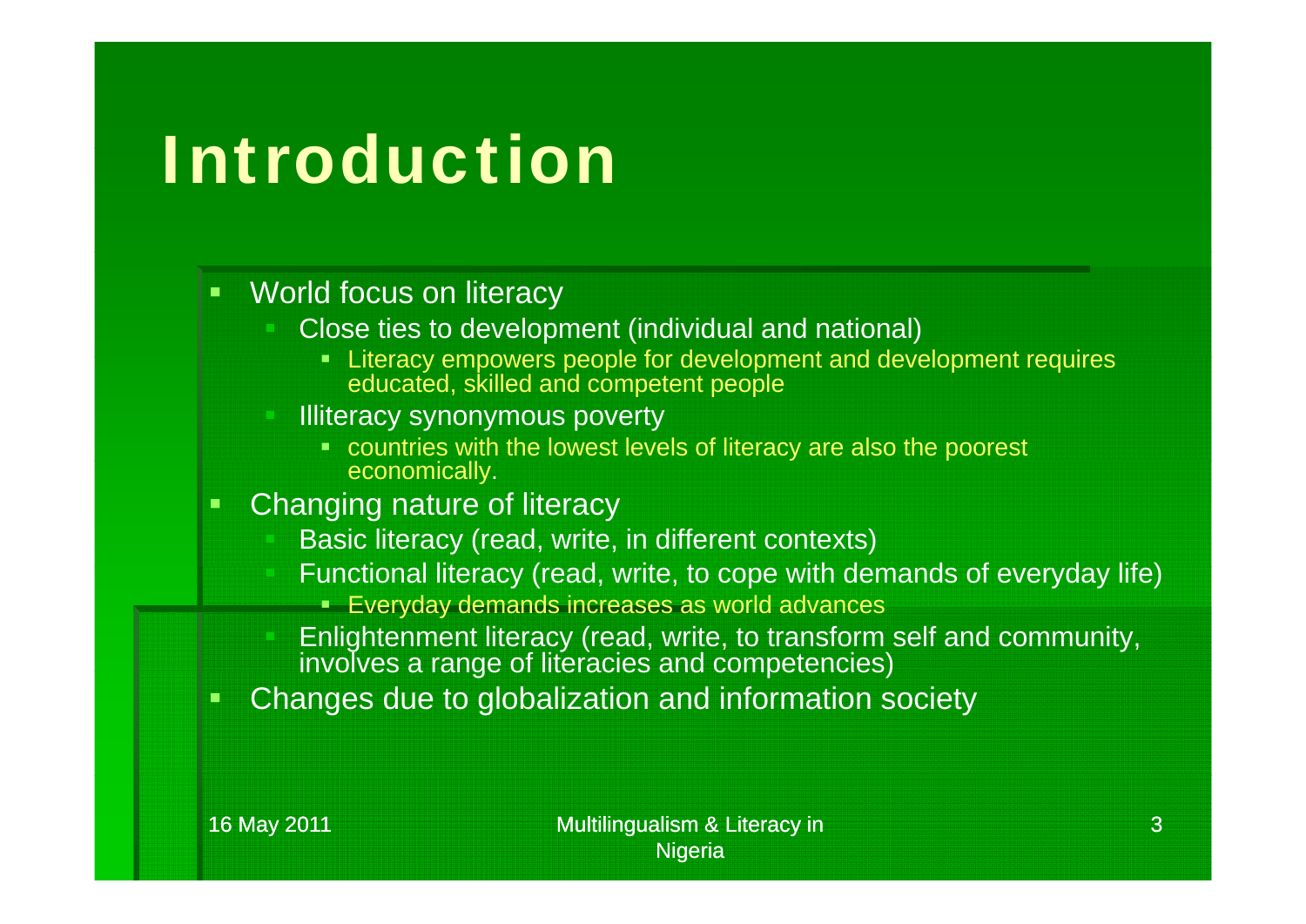# Introduction

- World focus on literacy
  - Close ties to development (individual and national)
    - Literacy empowers people for development and development requires educated, skilled and competent people
  - Illiteracy synonymous poverty
    - countries with the lowest levels of literacy are also the poorest economically.
- Changing nature of literacy
  - Basic literacy (read, write, in different contexts)
  - Functional literacy (read, write, to cope with demands of everyday life)
    - Everyday demands increases as world advances
  - Enlightenment literacy (read, write, to transform self and community, involves a range of literacies and competencies)
- Changes due to globalization and information society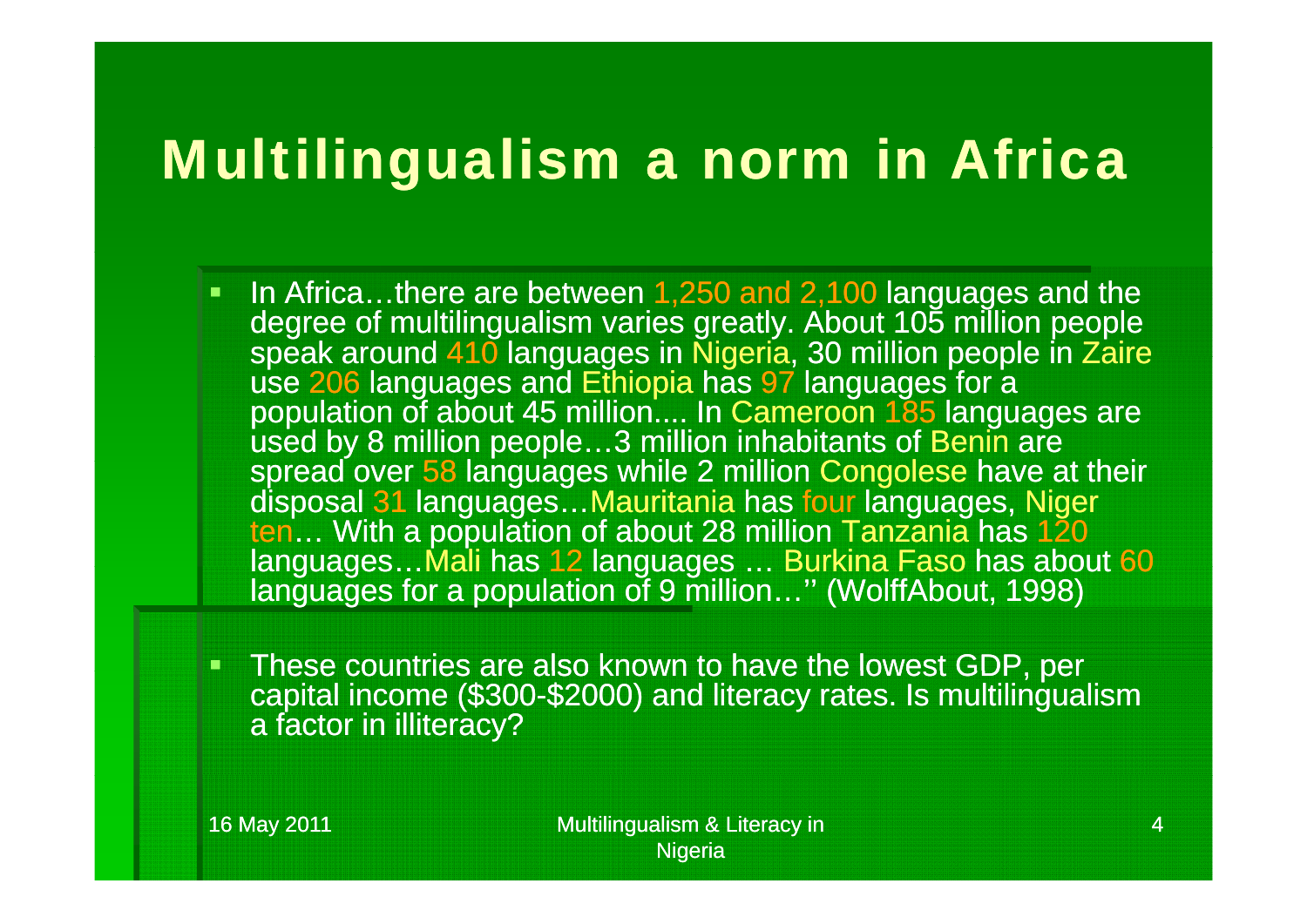# Multilingualism a norm in Africa

- In Africa…there are between 1,250 and 2,100 languages and the degree of multilingualism varies greatly. About 105 million people speak around 410 languages in Nigeria, 30 million people in Zaire use 206 languages and Ethiopia has 97 languages for a population of about 45 million.... In Cameroon 185 languages are used by 8 million people…3 million inhabitants of Benin are spread over 58 languages while 2 million Congolese have at their disposal 31 languages…Mauritania has four languages, Niger ten… With a population of about 28 million Tanzania has 120 languages…Mali has 12 languages … Burkina Faso has about 60 languages for a population of 9 million…'' (WolffAbout, 1998)
- These countries are also known to have the lowest GDP, per capital income ($300-$2000) and literacy rates. Is multilingualism a factor in illiteracy?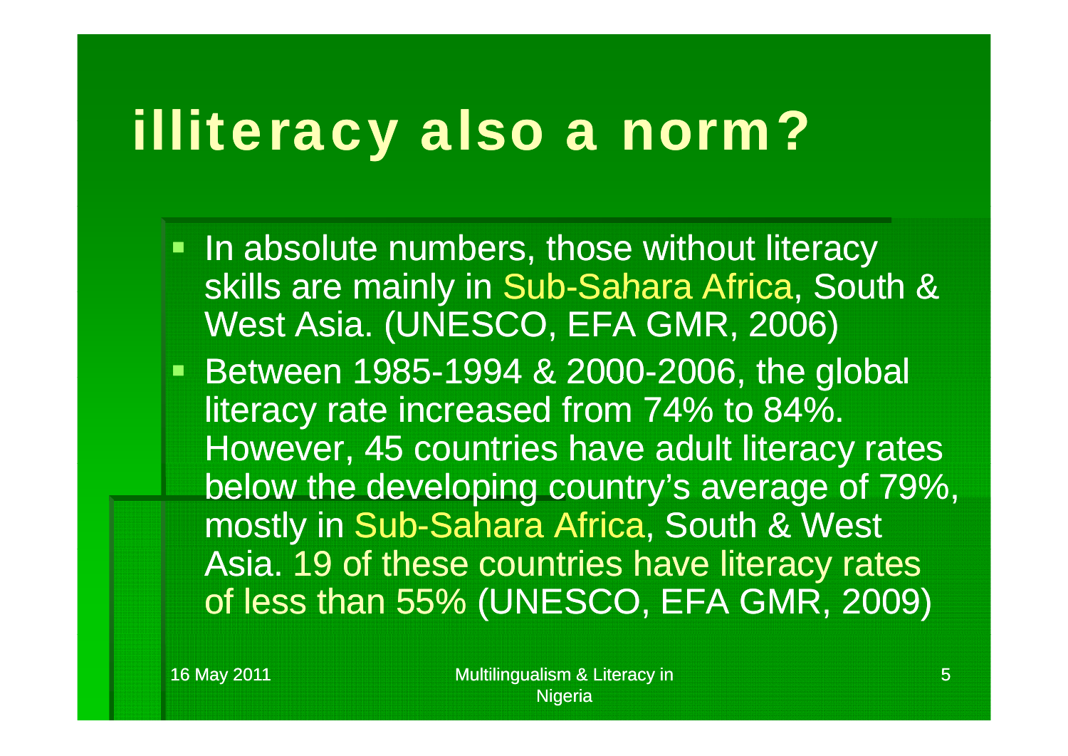# illiteracy also a norm?

- In absolute numbers, those without literacy skills are mainly in Sub-Sahara Africa, South & West Asia. (UNESCO, EFA GMR, 2006)
- Between 1985-1994 & 2000-2006, the global literacy rate increased from 74% to 84%. However, 45 countries have adult literacy rates below the developing country's average of 79%, mostly in Sub-Sahara Africa, South & West Asia. 19 of these countries have literacy rates of less than 55% (UNESCO, EFA GMR, 2009)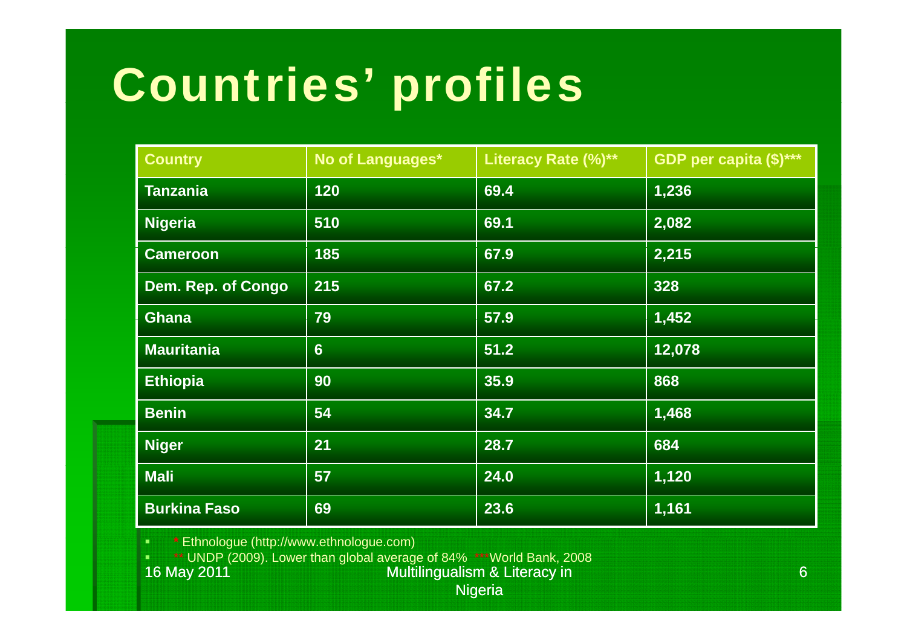# Countries' profiles

| Country | No of Languages* | Literacy Rate (%)** | GDP per capita ($)*** |
|---|---|---|---|
| Tanzania | 120 | 69.4 | 1,236 |
| Nigeria | 510 | 69.1 | 2,082 |
| Cameroon | 185 | 67.9 | 2,215 |
| Dem. Rep. of Congo | 215 | 67.2 | 328 |
| Ghana | 79 | 57.9 | 1,452 |
| Mauritania | 6 | 51.2 | 12,078 |
| Ethiopia | 90 | 35.9 | 868 |
| Benin | 54 | 34.7 | 1,468 |
| Niger | 21 | 28.7 | 684 |
| Mali | 57 | 24.0 | 1,120 |
| Burkina Faso | 69 | 23.6 | 1,161 |

- * Ethnologue (http://www.ethnologue.com)
- ** UNDP (2009). Lower than global average of 84% ***World Bank, 2008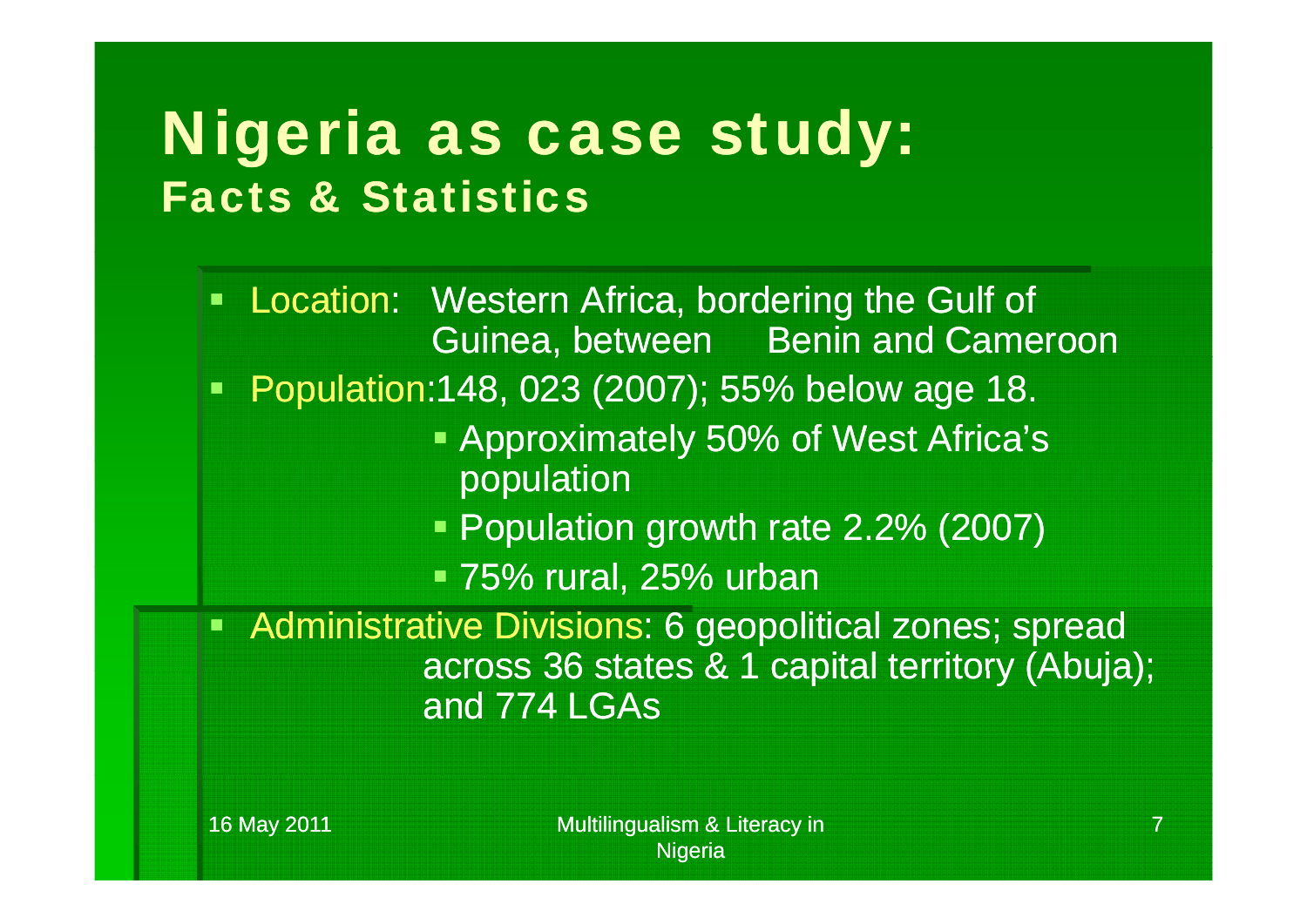# Nigeria as case study:

## Facts & Statistics

- Location: Western Africa, bordering the Gulf of Guinea, between Benin and Cameroon
- Population:148, 023 (2007); 55% below age 18.
  - Approximately 50% of West Africa's population
  - Population growth rate 2.2% (2007)
  - 75% rural, 25% urban
- Administrative Divisions: 6 geopolitical zones; spread across 36 states & 1 capital territory (Abuja); and 774 LGAs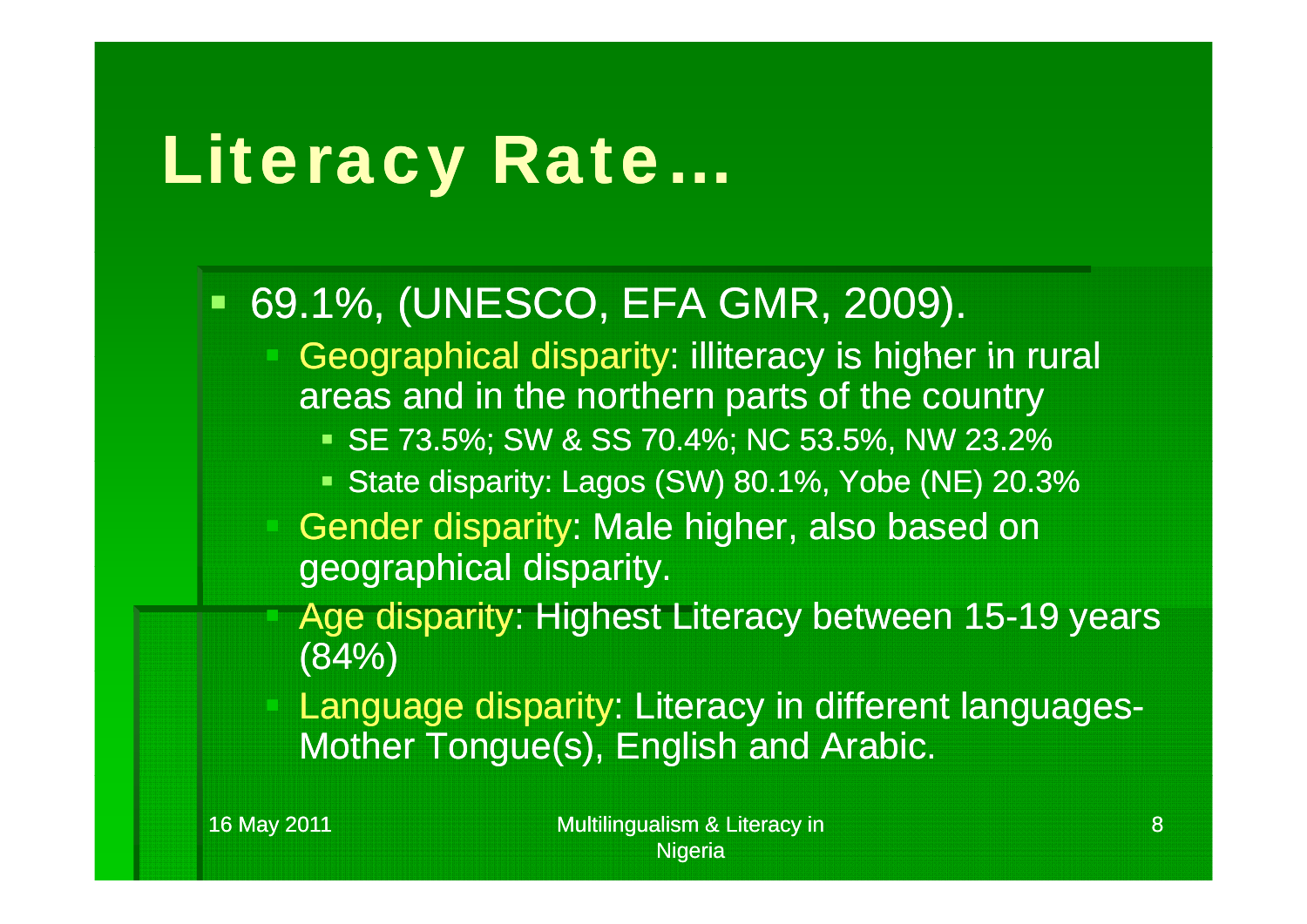# Literacy Rate…

- 69.1%, (UNESCO, EFA GMR, 2009).
  - Geographical disparity: illiteracy is higher in rural areas and in the northern parts of the country
    - SE 73.5%; SW & SS 70.4%; NC 53.5%, NW 23.2%
    - State disparity: Lagos (SW) 80.1%, Yobe (NE) 20.3%
  - Gender disparity: Male higher, also based on geographical disparity.
  - Age disparity: Highest Literacy between 15-19 years (84%)
  - Language disparity: Literacy in different languages- Mother Tongue(s), English and Arabic.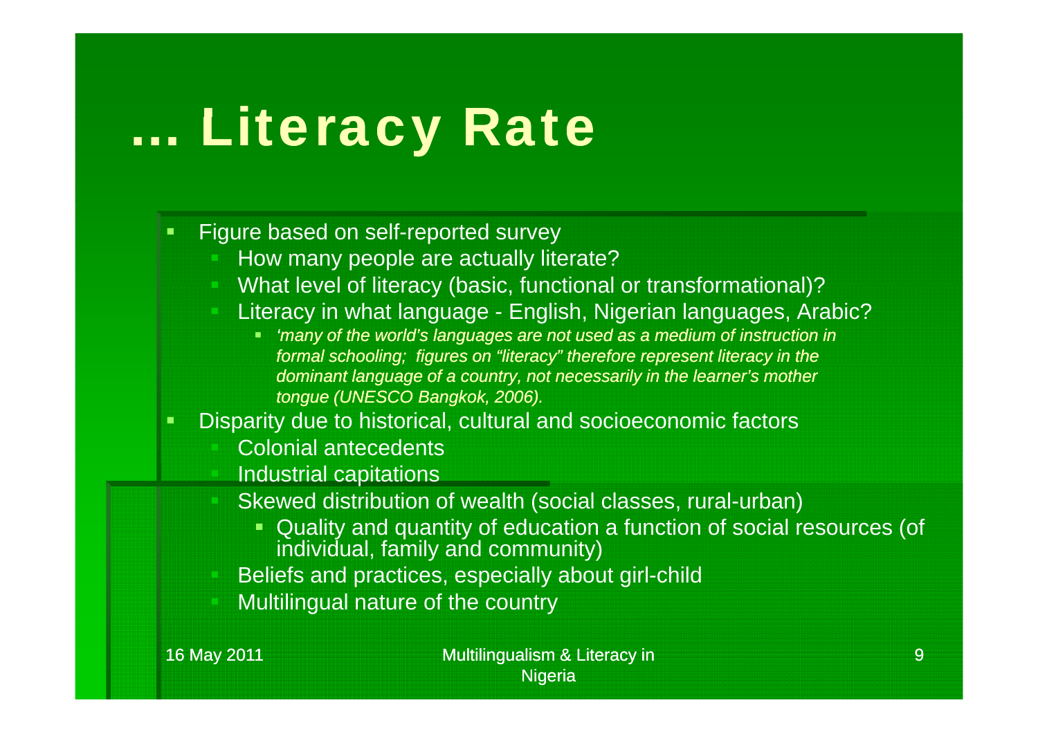# … Literacy Rate

- Figure based on self-reported survey
  - How many people are actually literate?
  - What level of literacy (basic, functional or transformational)?
  - Literacy in what language - English, Nigerian languages, Arabic?
    - *'many of the world's languages are not used as a medium of instruction in formal schooling; figures on "literacy" therefore represent literacy in the dominant language of a country, not necessarily in the learner's mother tongue (UNESCO Bangkok, 2006).*
- Disparity due to historical, cultural and socioeconomic factors
  - Colonial antecedents
  - Industrial capitations
  - Skewed distribution of wealth (social classes, rural-urban)
    - Quality and quantity of education a function of social resources (of individual, family and community)
  - Beliefs and practices, especially about girl-child
  - Multilingual nature of the country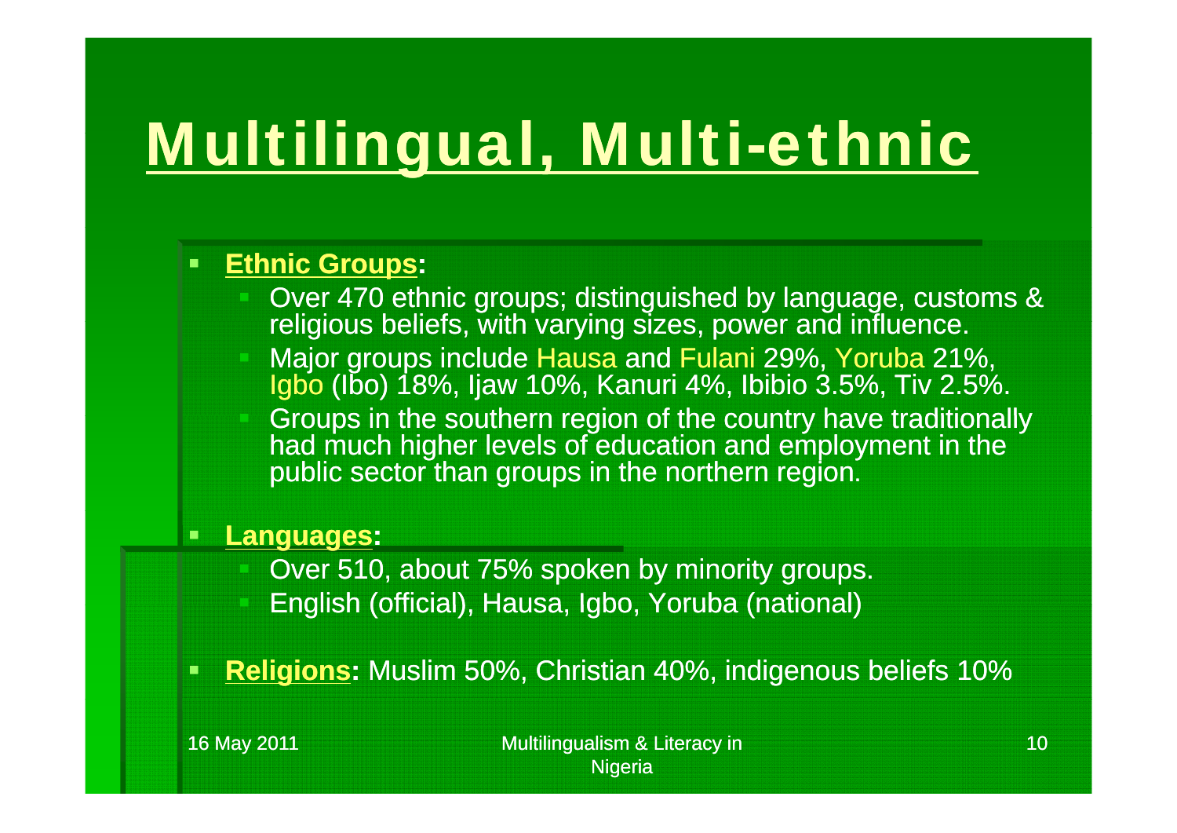# Multilingual, Multi-ethnic

- **Ethnic Groups:**
  - Over 470 ethnic groups; distinguished by language, customs & religious beliefs, with varying sizes, power and influence.
  - Major groups include Hausa and Fulani 29%, Yoruba 21%, Igbo (Ibo) 18%, Ijaw 10%, Kanuri 4%, Ibibio 3.5%, Tiv 2.5%.
  - Groups in the southern region of the country have traditionally had much higher levels of education and employment in the public sector than groups in the northern region.
- **Languages:**
  - Over 510, about 75% spoken by minority groups.
  - English (official), Hausa, Igbo, Yoruba (national)
- **Religions:** Muslim 50%, Christian 40%, indigenous beliefs 10%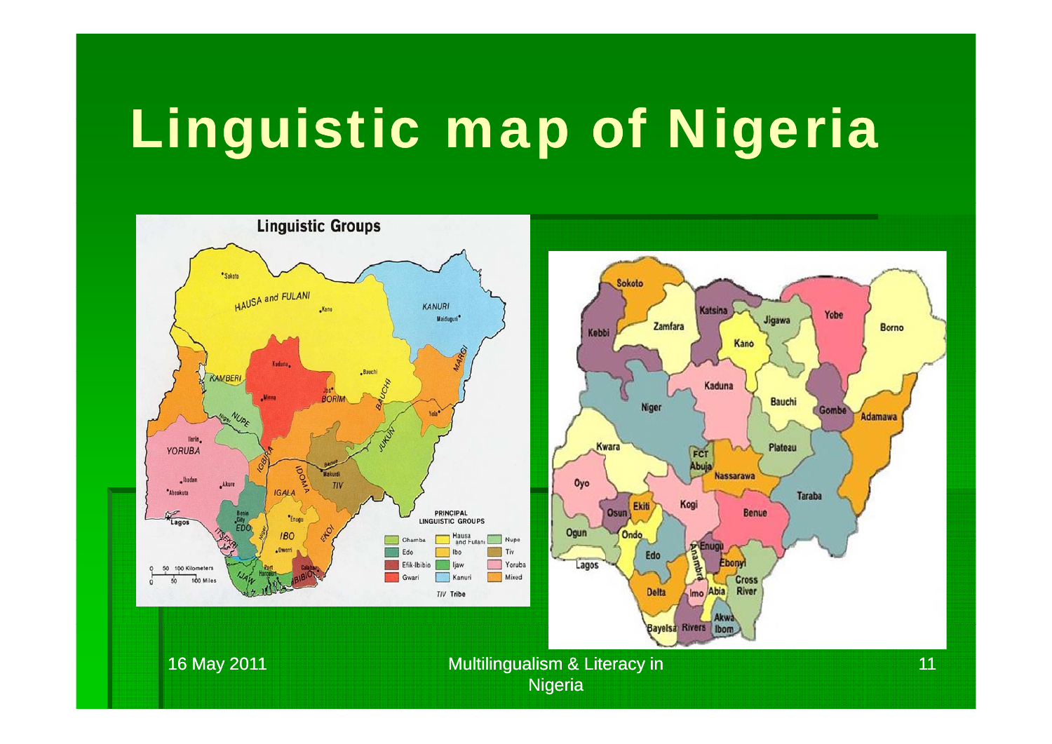# Linguistic map of Nigeria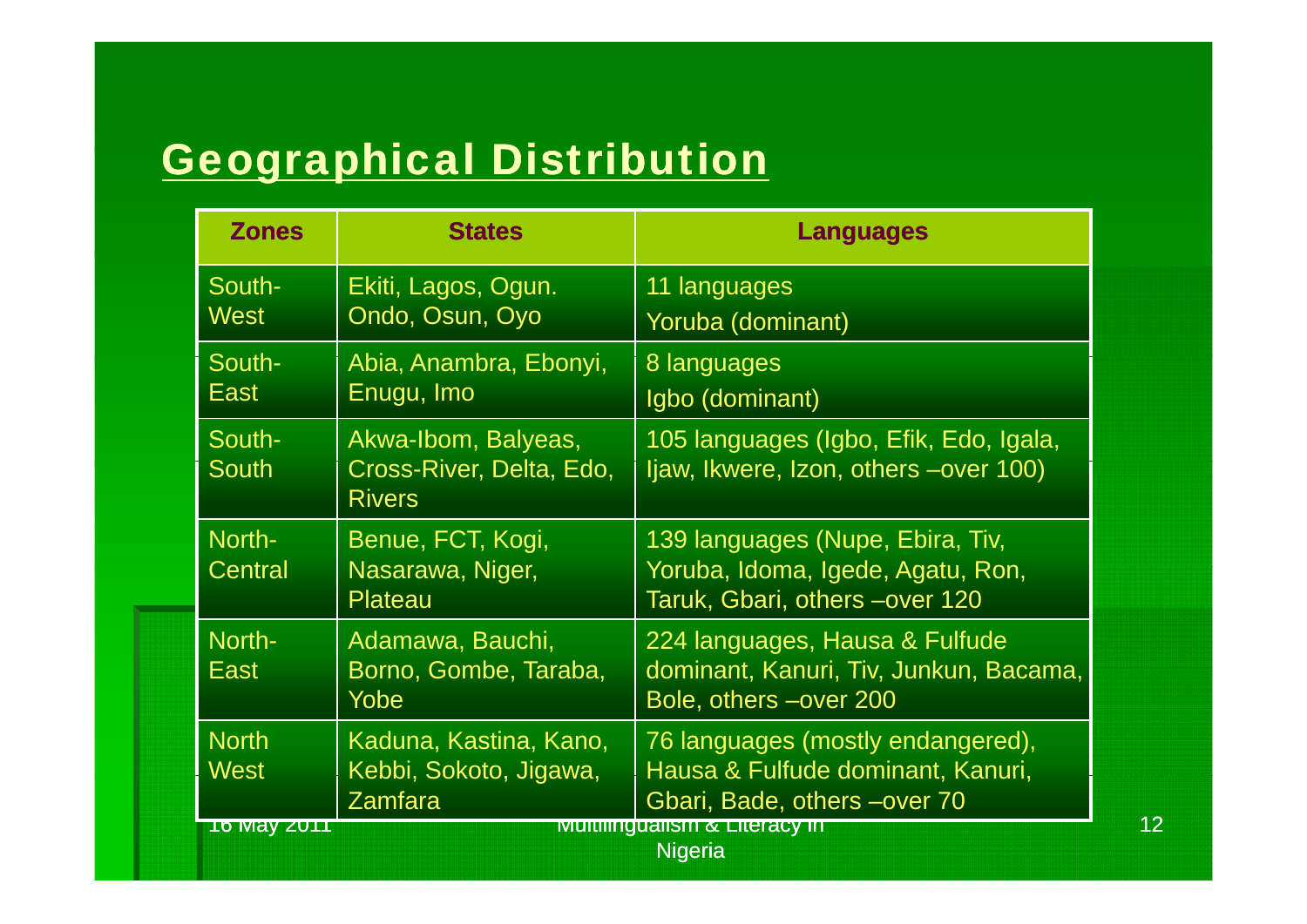## Geographical Distribution

| Zones | States | Languages |
|---|---|---|
| South-West | Ekiti, Lagos, Ogun. Ondo, Osun, Oyo | 11 languages<br>Yoruba (dominant) |
| South-East | Abia, Anambra, Ebonyi, Enugu, Imo | 8 languages<br>Igbo (dominant) |
| South-South | Akwa-Ibom, Balyeas, Cross-River, Delta, Edo, Rivers | 105 languages (Igbo, Efik, Edo, Igala, Ijaw, Ikwere, Izon, others –over 100) |
| North-Central | Benue, FCT, Kogi, Nasarawa, Niger, Plateau | 139 languages (Nupe, Ebira, Tiv, Yoruba, Idoma, Igede, Agatu, Ron, Taruk, Gbari, others –over 120 |
| North-East | Adamawa, Bauchi, Borno, Gombe, Taraba, Yobe | 224 languages, Hausa & Fulfude dominant, Kanuri, Tiv, Junkun, Bacama, Bole, others –over 200 |
| North West | Kaduna, Kastina, Kano, Kebbi, Sokoto, Jigawa, Zamfara | 76 languages (mostly endangered), Hausa & Fulfude dominant, Kanuri, Gbari, Bade, others –over 70 |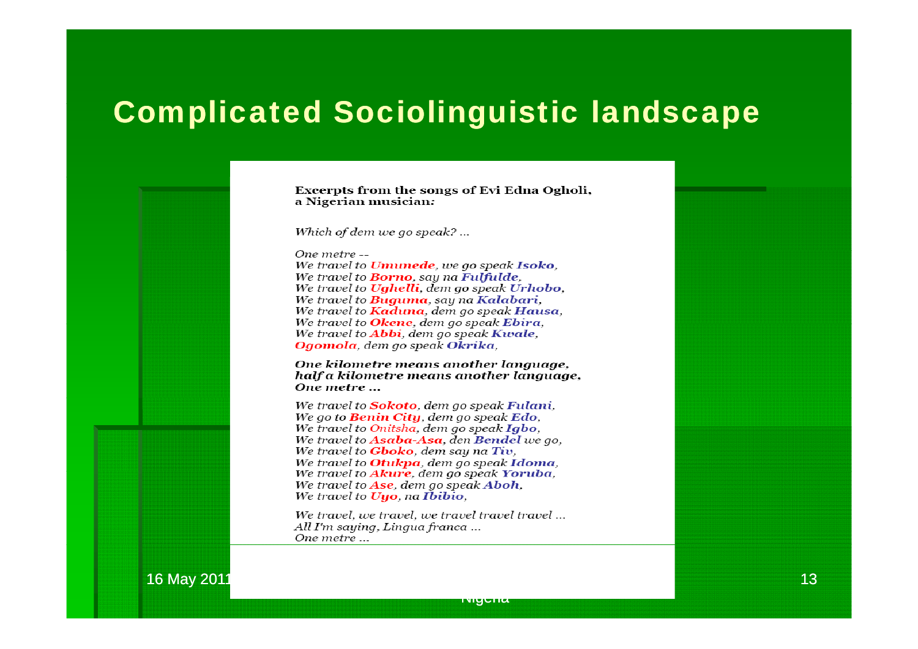# Complicated Sociolinguistic landscape

**Excerpts from the songs of Evi Edna Ogholi, a Nigerian musician:**

*Which of dem we go speak? ...*

*One metre --*
*We travel to **Umunede**, we go speak **Isoko**,*
*We travel to **Borno**, say na **Fulfulde**,*
*We travel to **Ughelli**, dem go speak **Urhobo**,*
*We travel to **Buguma**, say na **Kalabari**,*
*We travel to **Kaduna**, dem go speak **Hausa**,*
*We travel to **Okene**, dem go speak **Ebira**,*
*We travel to **Abbi**, dem go speak **Kwale**,*
***Ogomola**, dem go speak **Okrika**,*

***One kilometre means another language,***
***half a kilometre means another language,***
***One metre ...***

*We travel to **Sokoto**, dem go speak **Fulani**,*
*We go to **Benin City**, dem go speak **Edo**,*
*We travel to Onitsha, dem go speak **Igbo**,*
*We travel to **Asaba-Asa**, den **Bendel** we go,*
*We travel to **Gboko**, dem say na **Tiv**,*
*We travel to **Otukpa**, dem go speak **Idoma**,*
*We travel to **Akure**, dem go speak **Yoruba**,*
*We travel to **Ase**, dem go speak **Aboh**,*
*We travel to **Uyo**, na **Ibibio**,*

*We travel, we travel, we travel travel travel ...*
*All I'm saying, Lingua franca ...*
*One metre ...*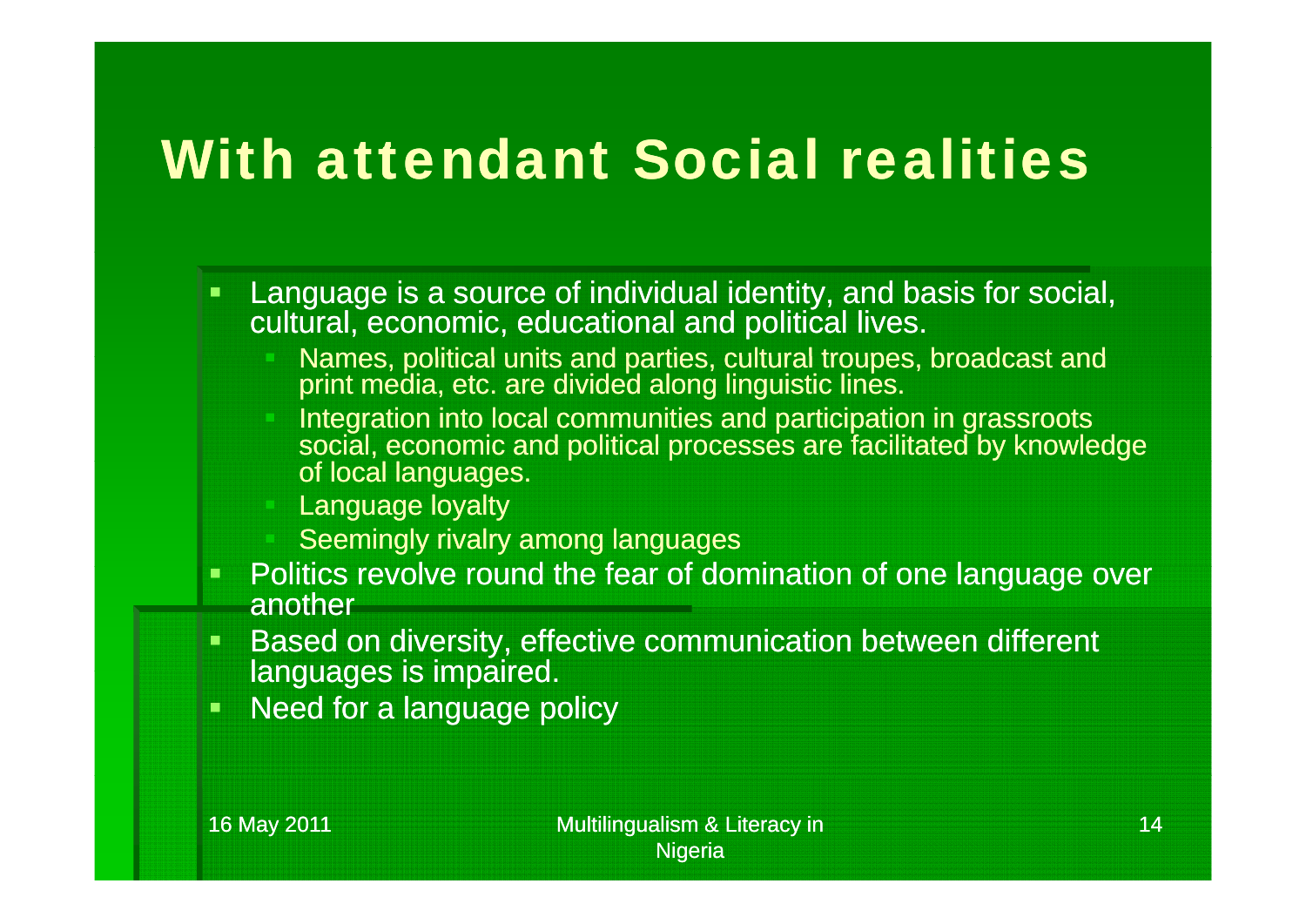# With attendant Social realities

- Language is a source of individual identity, and basis for social, cultural, economic, educational and political lives.
  - Names, political units and parties, cultural troupes, broadcast and print media, etc. are divided along linguistic lines.
  - Integration into local communities and participation in grassroots social, economic and political processes are facilitated by knowledge of local languages.
  - Language loyalty
  - Seemingly rivalry among languages
- Politics revolve round the fear of domination of one language over another
- Based on diversity, effective communication between different languages is impaired.
- Need for a language policy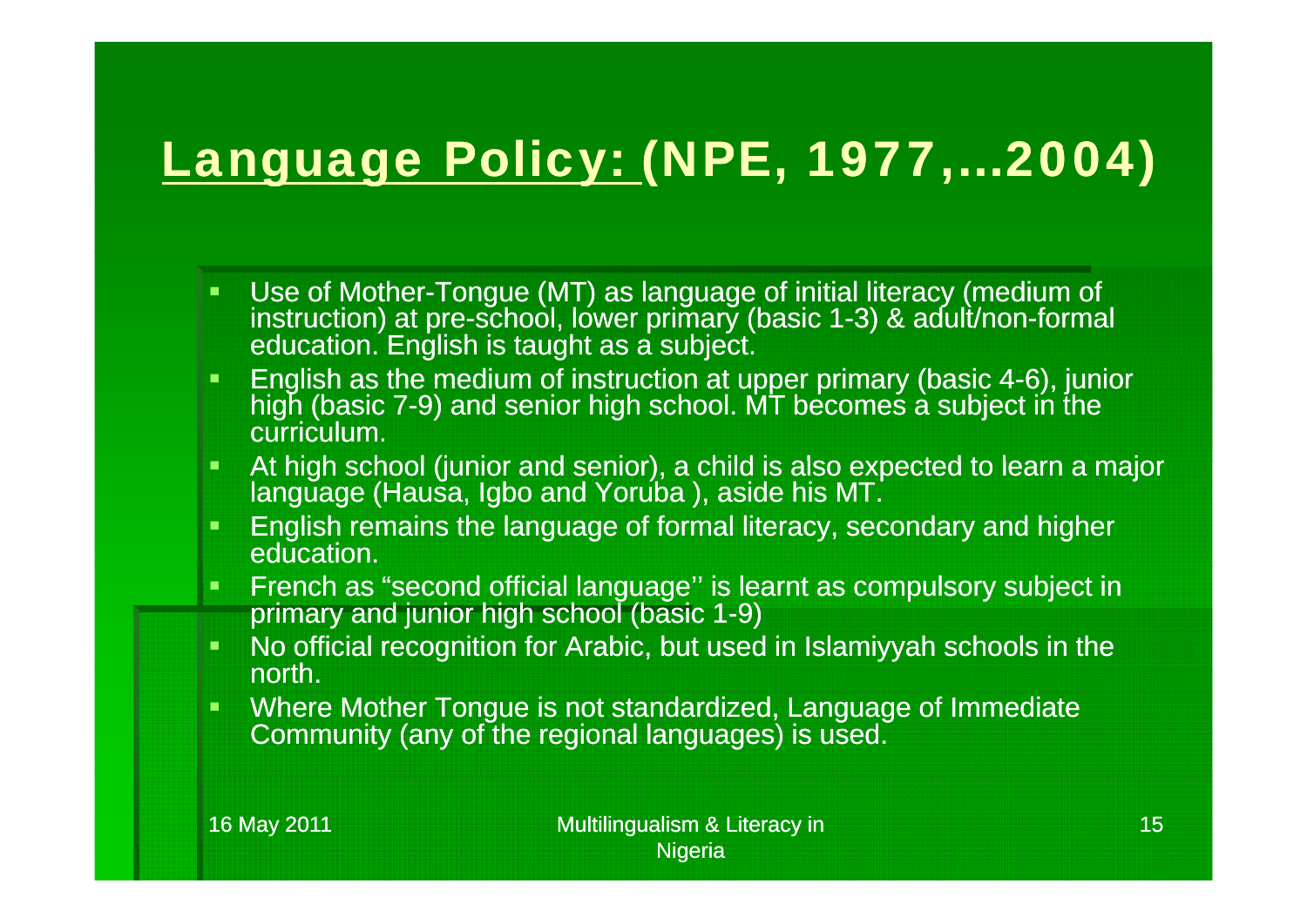# Language Policy: (NPE, 1977,...2004)

- Use of Mother-Tongue (MT) as language of initial literacy (medium of instruction) at pre-school, lower primary (basic 1-3) & adult/non-formal education. English is taught as a subject.
- English as the medium of instruction at upper primary (basic 4-6), junior high (basic 7-9) and senior high school. MT becomes a subject in the curriculum.
- At high school (junior and senior), a child is also expected to learn a major language (Hausa, Igbo and Yoruba ), aside his MT.
- English remains the language of formal literacy, secondary and higher education.
- French as "second official language'' is learnt as compulsory subject in primary and junior high school (basic 1-9)
- No official recognition for Arabic, but used in Islamiyyah schools in the north.
- Where Mother Tongue is not standardized, Language of Immediate Community (any of the regional languages) is used.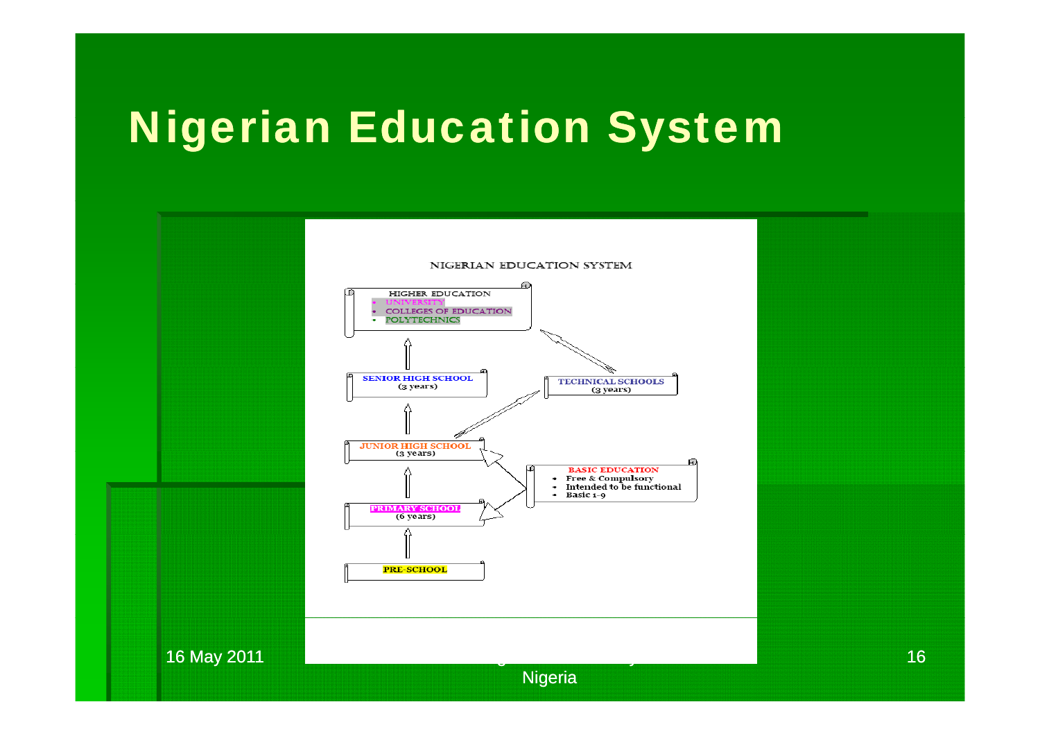# Nigerian Education System

NIGERIAN EDUCATION SYSTEM

**HIGHER EDUCATION**
- UNIVERSITY
- COLLEGES OF EDUCATION
- POLYTECHNICS

**SENIOR HIGH SCHOOL**
(3 years)

**TECHNICAL SCHOOLS**
(3 years)

**JUNIOR HIGH SCHOOL**
(3 years)

**BASIC EDUCATION**
- Free & Compulsory
- Intended to be functional
- Basic 1-9

**PRIMARY SCHOOL**
(6 years)

**PRE-SCHOOL**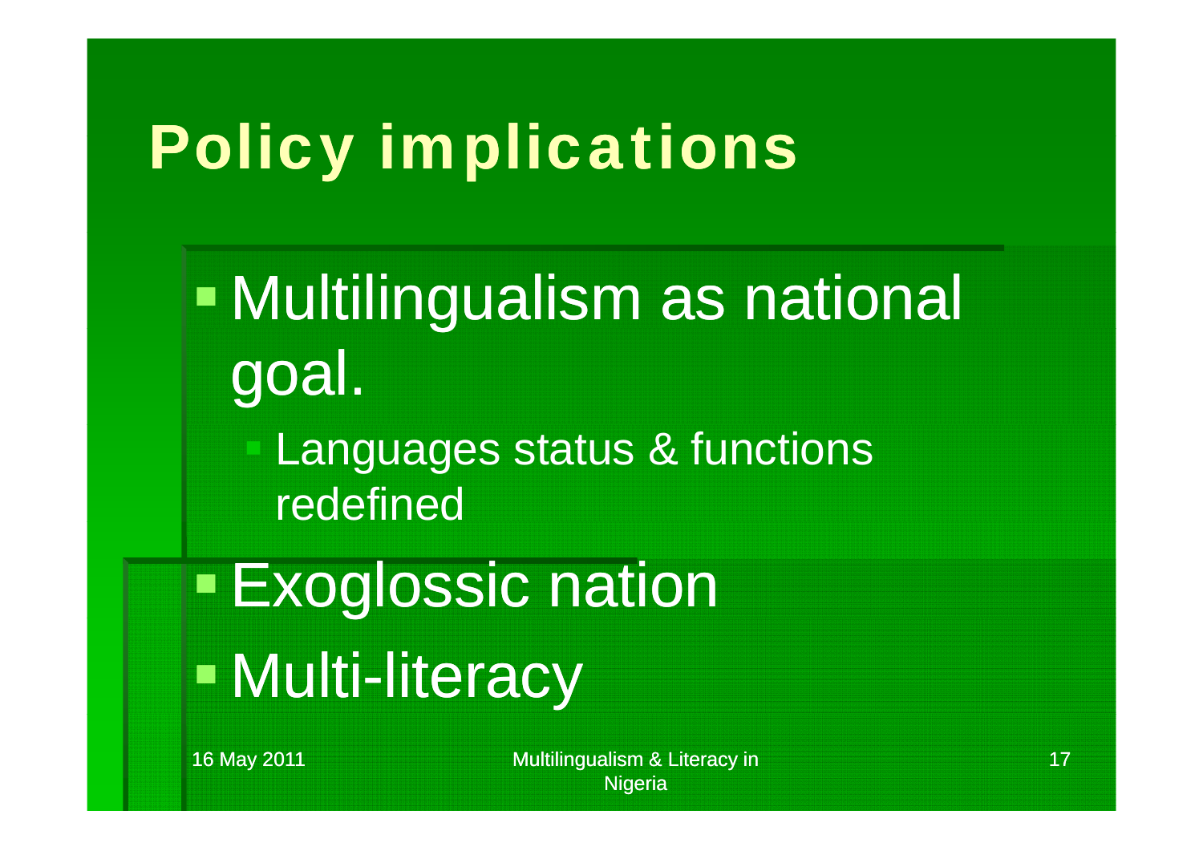# Policy implications

- Multilingualism as national goal.
  - Languages status & functions redefined
- Exoglossic nation
- Multi-literacy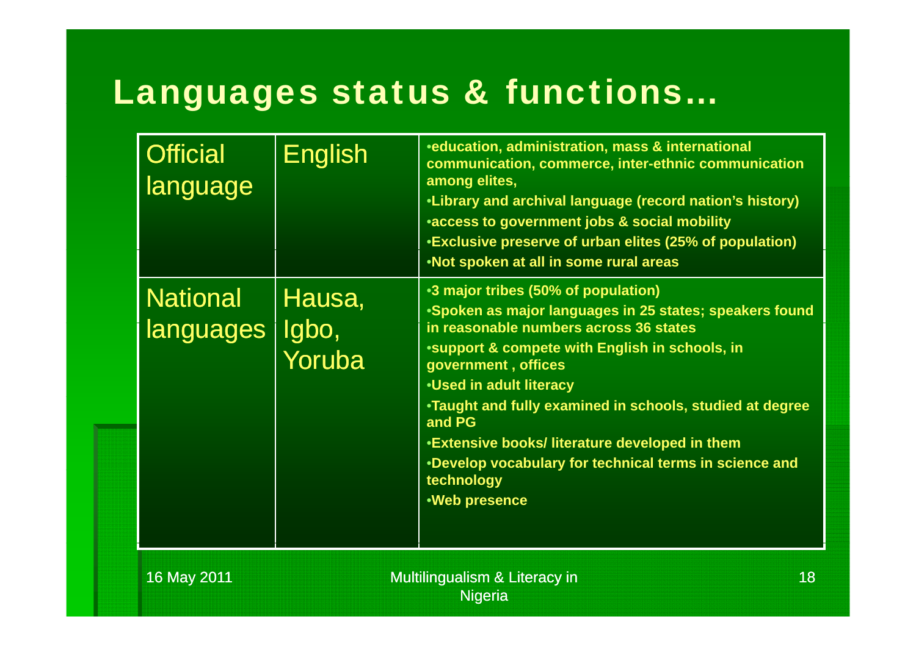# Languages status & functions…

| | | |
|---|---|---|
| Official language | English | •education, administration, mass & international communication, commerce, inter-ethnic communication among elites,<br>•Library and archival language (record nation's history)<br>•access to government jobs & social mobility<br>•Exclusive preserve of urban elites (25% of population)<br>•Not spoken at all in some rural areas |
| National languages | Hausa, Igbo, Yoruba | •3 major tribes (50% of population)<br>•Spoken as major languages in 25 states; speakers found in reasonable numbers across 36 states<br>•support & compete with English in schools, in government , offices<br>•Used in adult literacy<br>•Taught and fully examined in schools, studied at degree and PG<br>•Extensive books/ literature developed in them<br>•Develop vocabulary for technical terms in science and technology<br>•Web presence |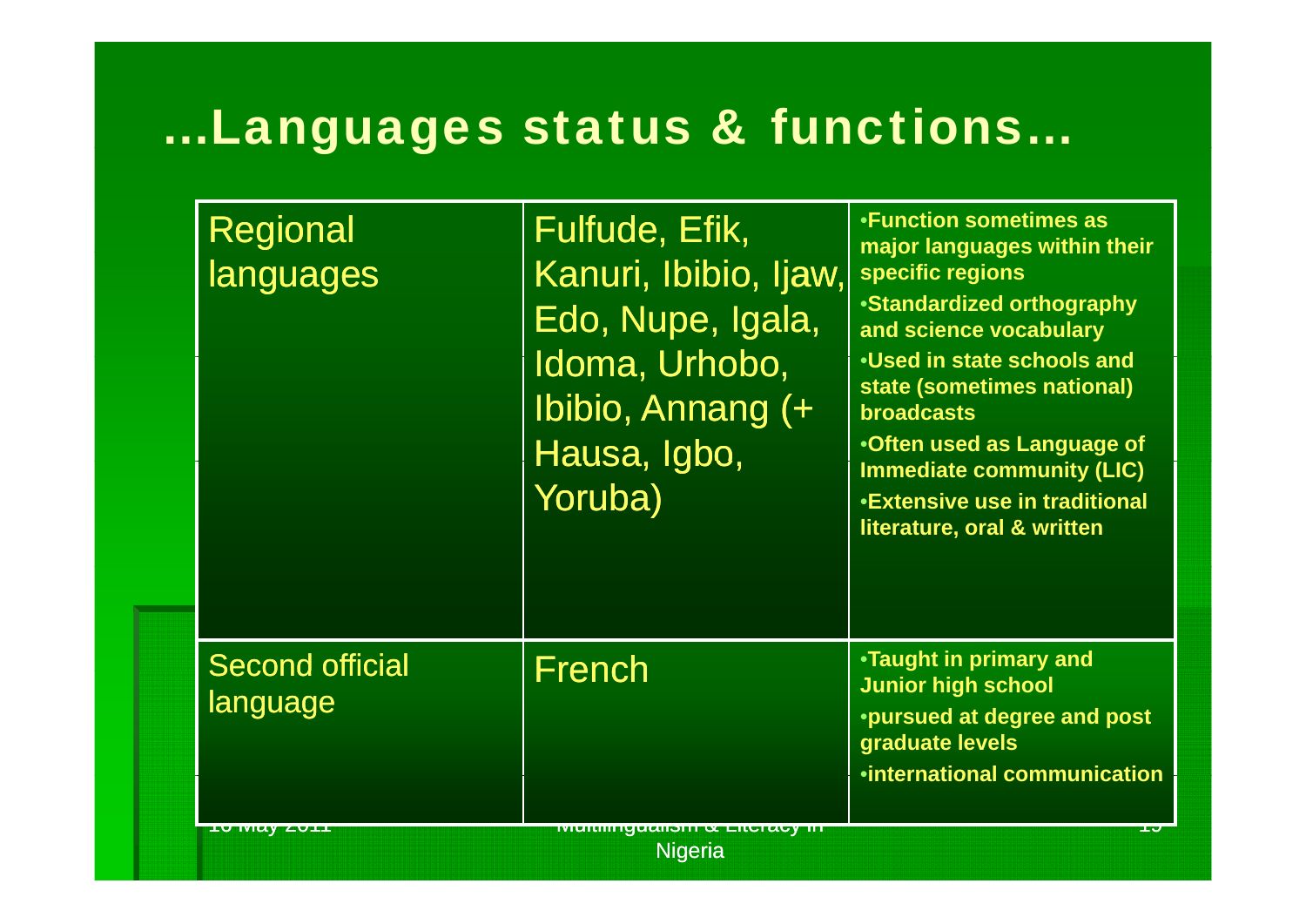# …Languages status & functions…

| | | |
|---|---|---|
| Regional languages | Fulfude, Efik, Kanuri, Ibibio, Ijaw, Edo, Nupe, Igala, Idoma, Urhobo, Ibibio, Annang (+ Hausa, Igbo, Yoruba) | •**Function sometimes as major languages within their specific regions** <br> •**Standardized orthography and science vocabulary** <br> •**Used in state schools and state (sometimes national) broadcasts** <br> •**Often used as Language of Immediate community (LIC)** <br> •**Extensive use in traditional literature, oral & written** |
| Second official language | French | •**Taught in primary and Junior high school** <br> •**pursued at degree and post graduate levels** <br> •**international communication** |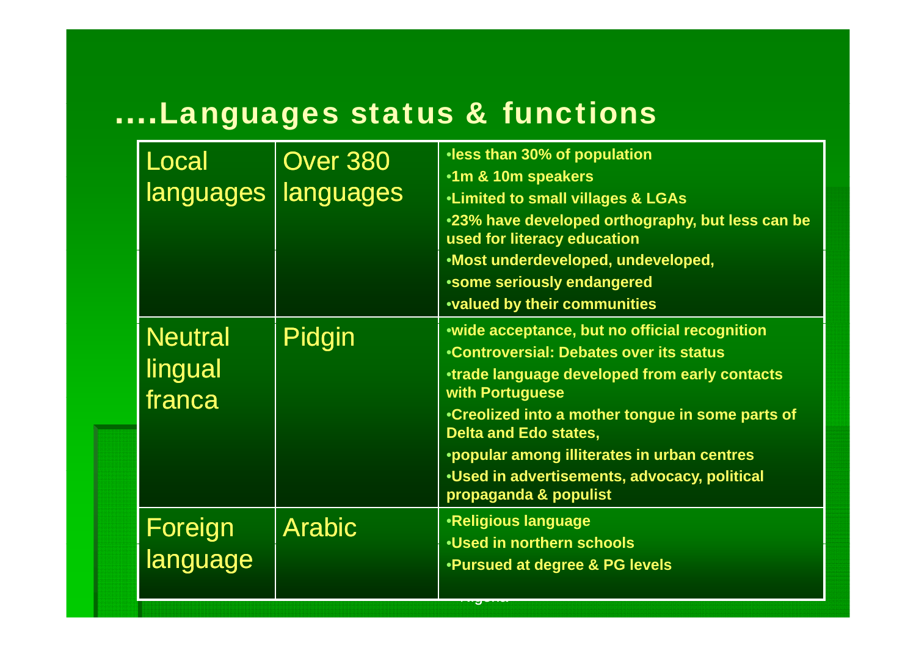# ....Languages status & functions

| Local languages | Over 380 languages | •less than 30% of population<br>•1m & 10m speakers<br>•Limited to small villages & LGAs<br>•23% have developed orthography, but less can be used for literacy education<br>•Most underdeveloped, undeveloped,<br>•some seriously endangered<br>•valued by their communities |
|---|---|---|
| Neutral lingual franca | Pidgin | •wide acceptance, but no official recognition<br>•Controversial: Debates over its status<br>•trade language developed from early contacts with Portuguese<br>•Creolized into a mother tongue in some parts of Delta and Edo states,<br>•popular among illiterates in urban centres<br>•Used in advertisements, advocacy, political propaganda & populist |
| Foreign language | Arabic | •Religious language<br>•Used in northern schools<br>•Pursued at degree & PG levels |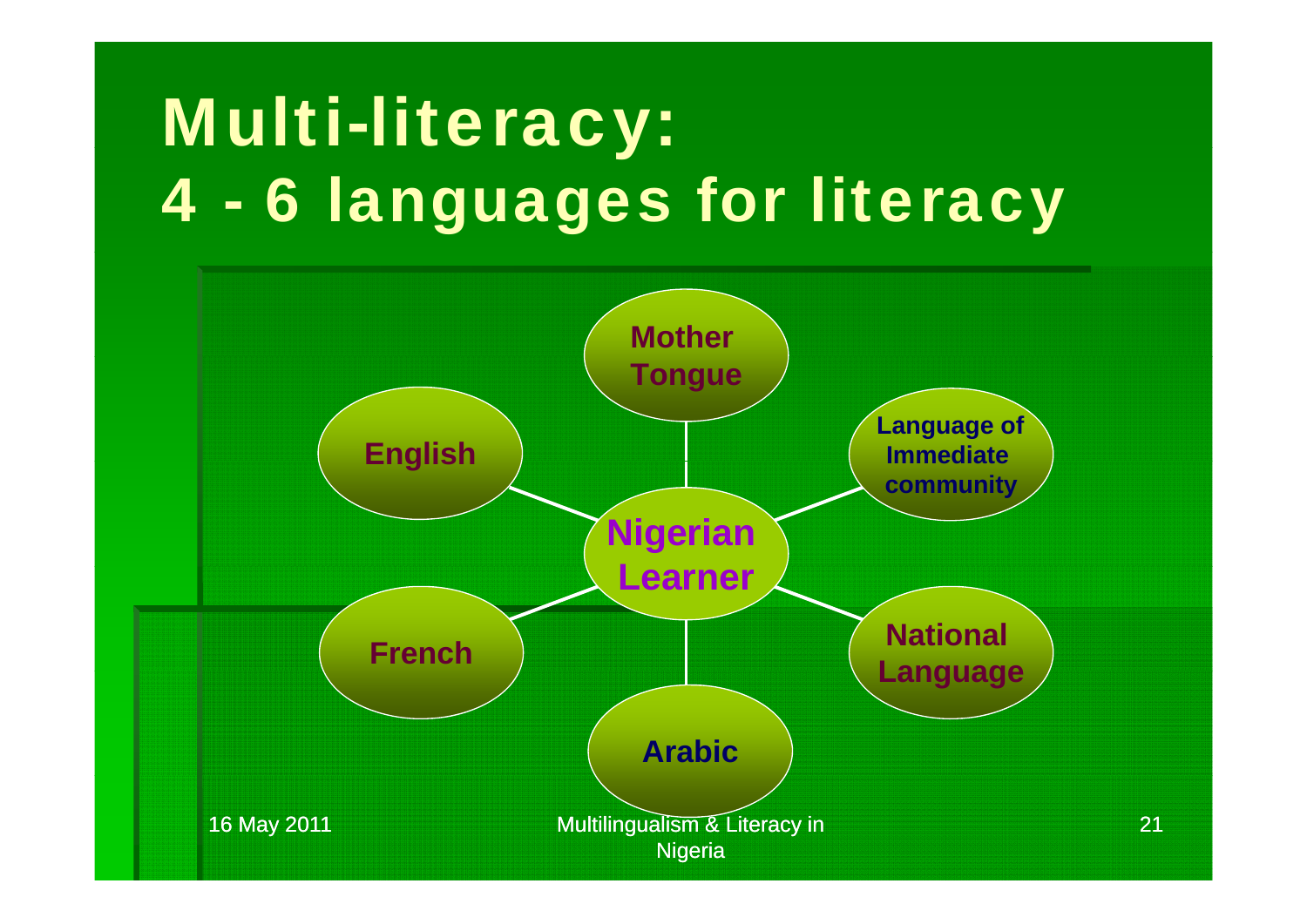# Multi-literacy:
# 4 - 6 languages for literacy

- Mother Tongue
- Language of Immediate community
- National Language
- Arabic
- French
- English

Nigerian Learner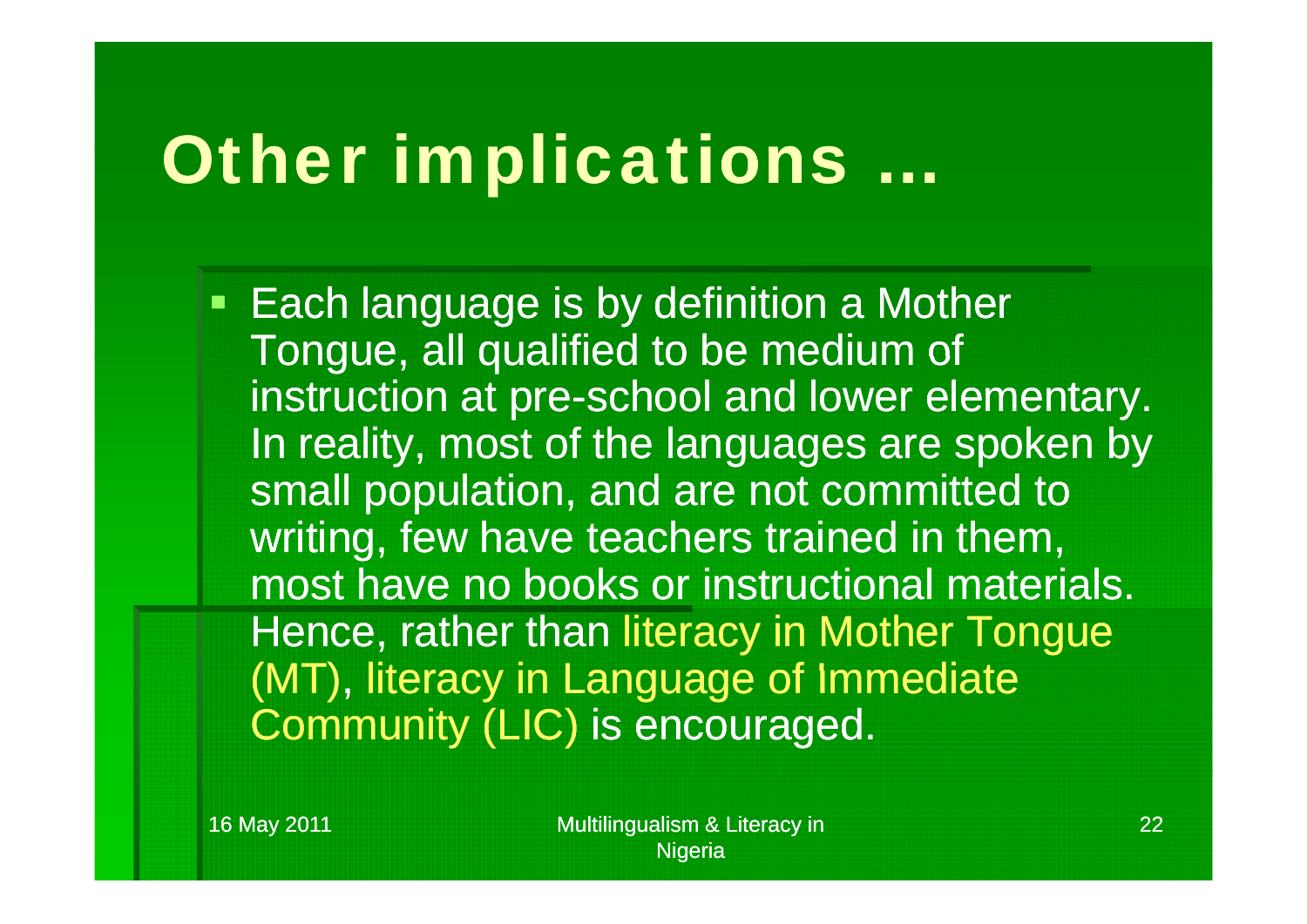# Other implications …

- Each language is by definition a Mother Tongue, all qualified to be medium of instruction at pre-school and lower elementary. In reality, most of the languages are spoken by small population, and are not committed to writing, few have teachers trained in them, most have no books or instructional materials. Hence, rather than literacy in Mother Tongue (MT), literacy in Language of Immediate Community (LIC) is encouraged.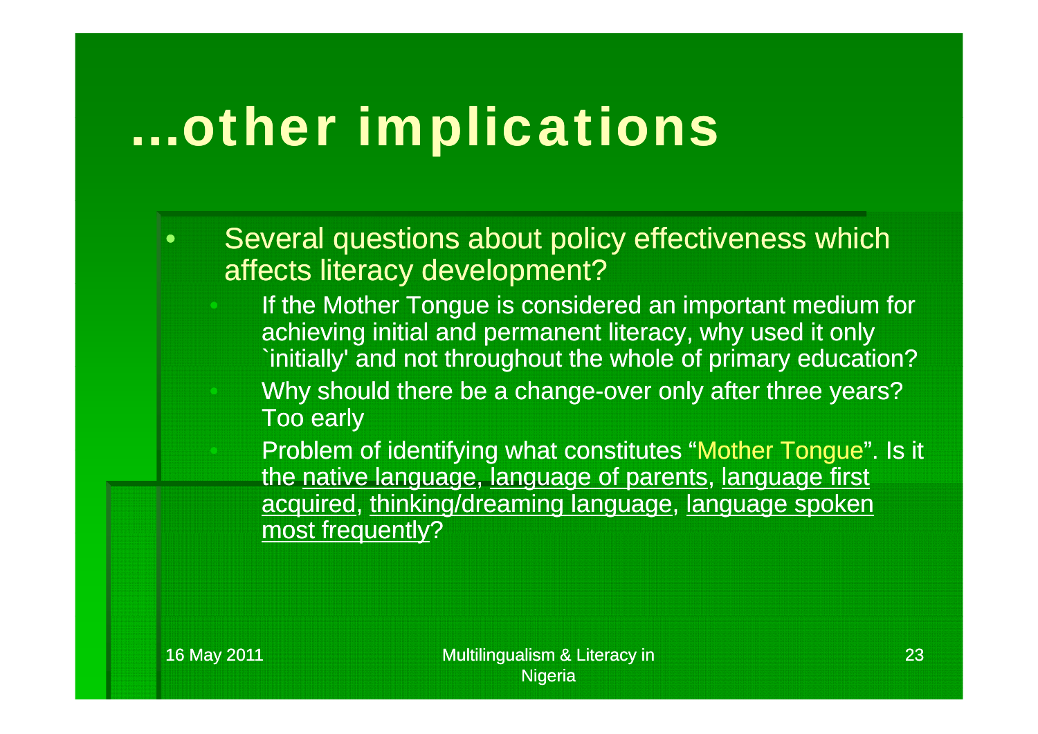# …other implications

- Several questions about policy effectiveness which affects literacy development?
  - If the Mother Tongue is considered an important medium for achieving initial and permanent literacy, why used it only `initially' and not throughout the whole of primary education?
  - Why should there be a change-over only after three years? Too early
  - Problem of identifying what constitutes "Mother Tongue". Is it the native language, language of parents, language first acquired, thinking/dreaming language, language spoken most frequently?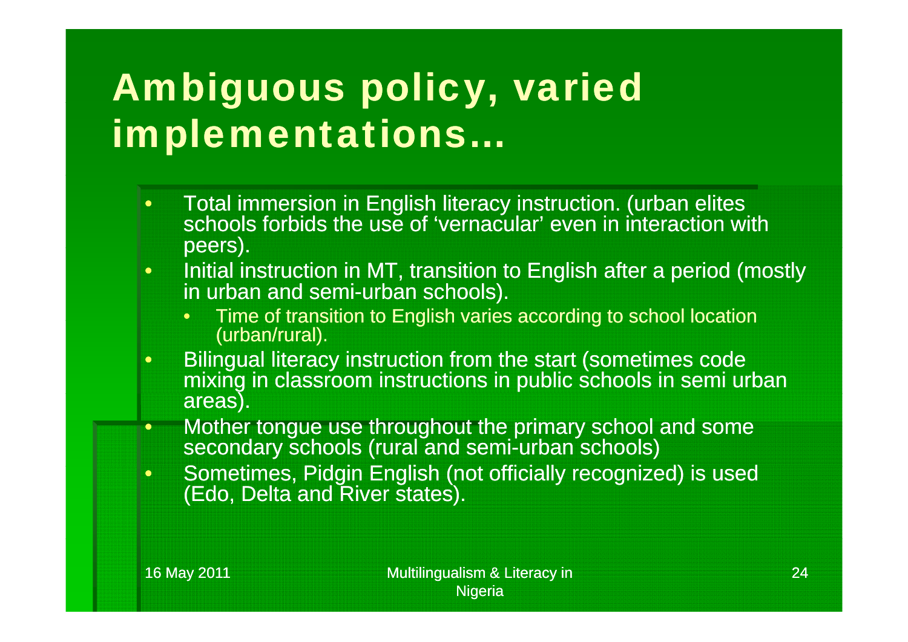# Ambiguous policy, varied implementations…

- Total immersion in English literacy instruction. (urban elites schools forbids the use of 'vernacular' even in interaction with peers).
- Initial instruction in MT, transition to English after a period (mostly in urban and semi-urban schools).
  - Time of transition to English varies according to school location (urban/rural).
- Bilingual literacy instruction from the start (sometimes code mixing in classroom instructions in public schools in semi urban areas).
- Mother tongue use throughout the primary school and some secondary schools (rural and semi-urban schools)
- Sometimes, Pidgin English (not officially recognized) is used (Edo, Delta and River states).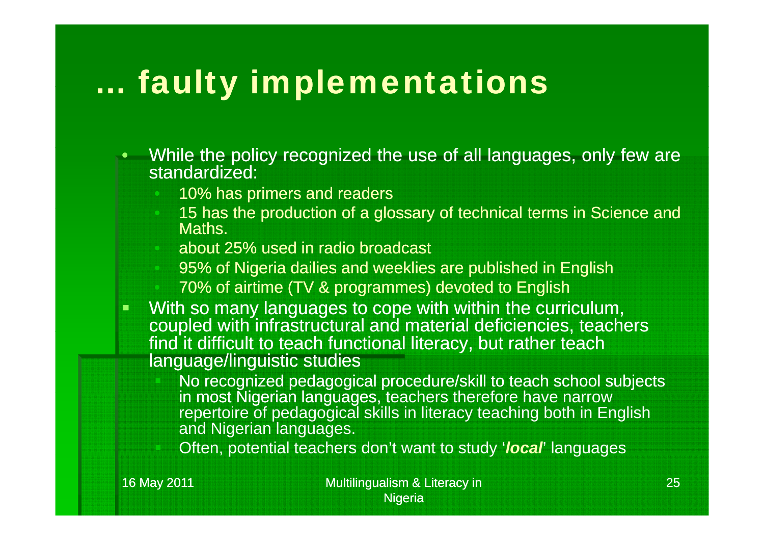# … faulty implementations

- While the policy recognized the use of all languages, only few are standardized:
  - 10% has primers and readers
  - 15 has the production of a glossary of technical terms in Science and Maths.
  - about 25% used in radio broadcast
  - 95% of Nigeria dailies and weeklies are published in English
  - 70% of airtime (TV & programmes) devoted to English
- With so many languages to cope with within the curriculum, coupled with infrastructural and material deficiencies, teachers find it difficult to teach functional literacy, but rather teach language/linguistic studies
  - No recognized pedagogical procedure/skill to teach school subjects in most Nigerian languages, teachers therefore have narrow repertoire of pedagogical skills in literacy teaching both in English and Nigerian languages.
  - Often, potential teachers don't want to study '***local***' languages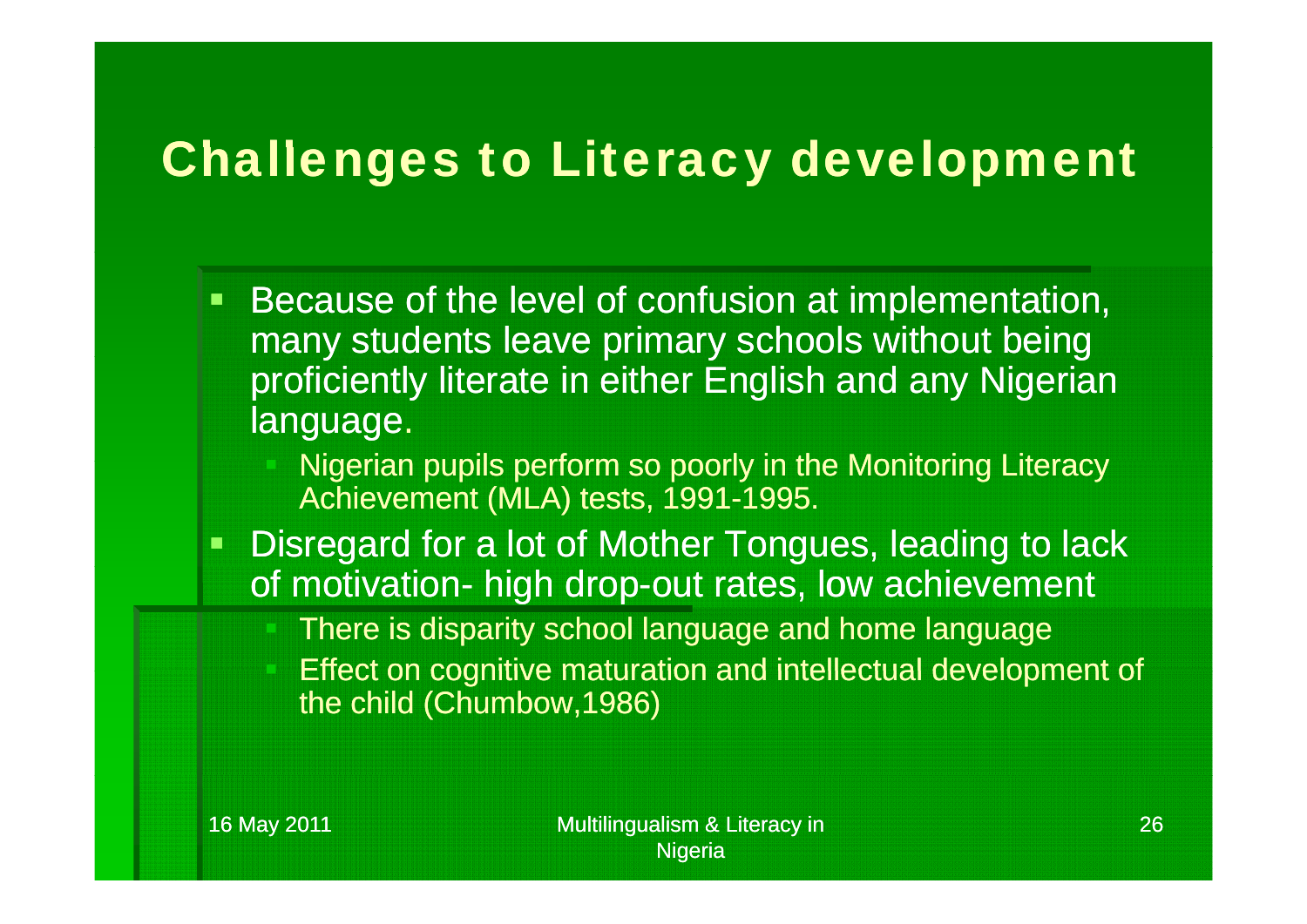# Challenges to Literacy development

- Because of the level of confusion at implementation, many students leave primary schools without being proficiently literate in either English and any Nigerian language.
  - Nigerian pupils perform so poorly in the Monitoring Literacy Achievement (MLA) tests, 1991-1995.
- Disregard for a lot of Mother Tongues, leading to lack of motivation- high drop-out rates, low achievement
  - There is disparity school language and home language
  - Effect on cognitive maturation and intellectual development of the child (Chumbow,1986)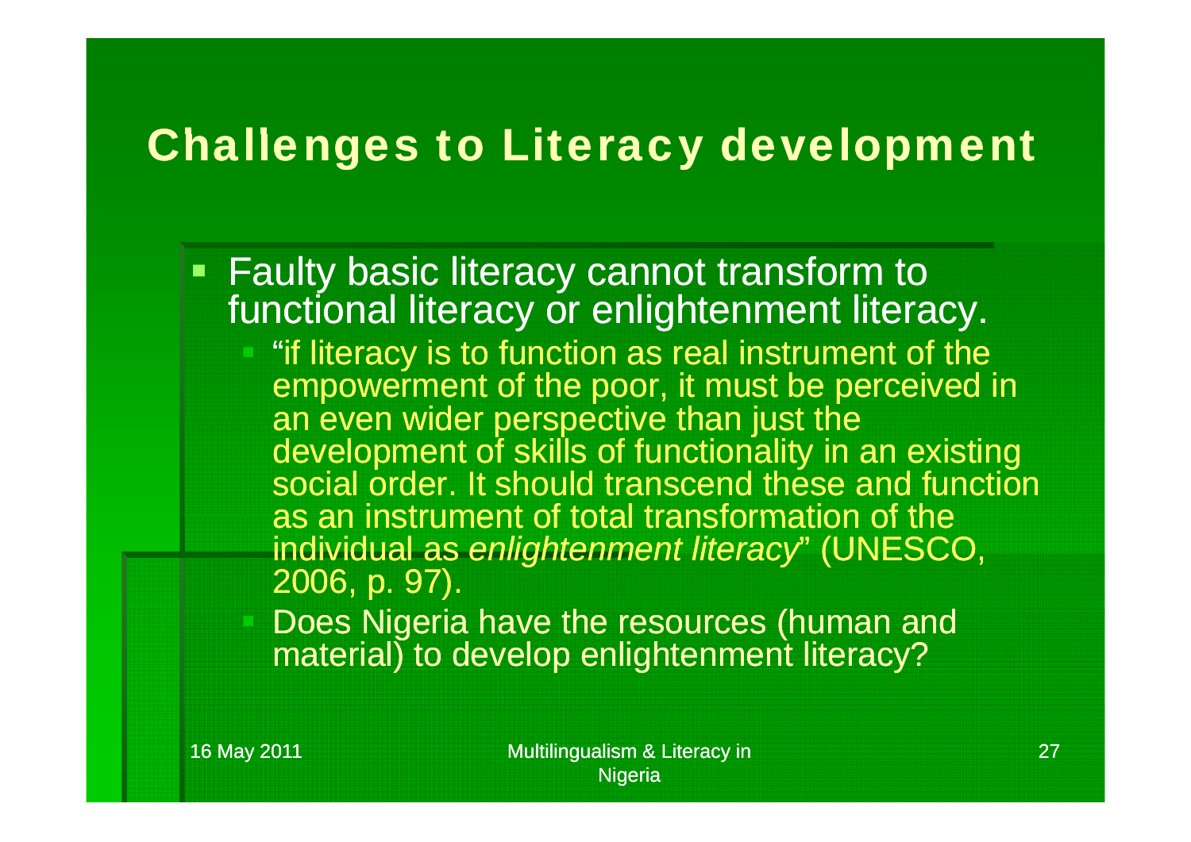# Challenges to Literacy development

- Faulty basic literacy cannot transform to functional literacy or enlightenment literacy.
  - "if literacy is to function as real instrument of the empowerment of the poor, it must be perceived in an even wider perspective than just the development of skills of functionality in an existing social order. It should transcend these and function as an instrument of total transformation of the individual as *enlightenment literacy*" (UNESCO, 2006, p. 97).
  - Does Nigeria have the resources (human and material) to develop enlightenment literacy?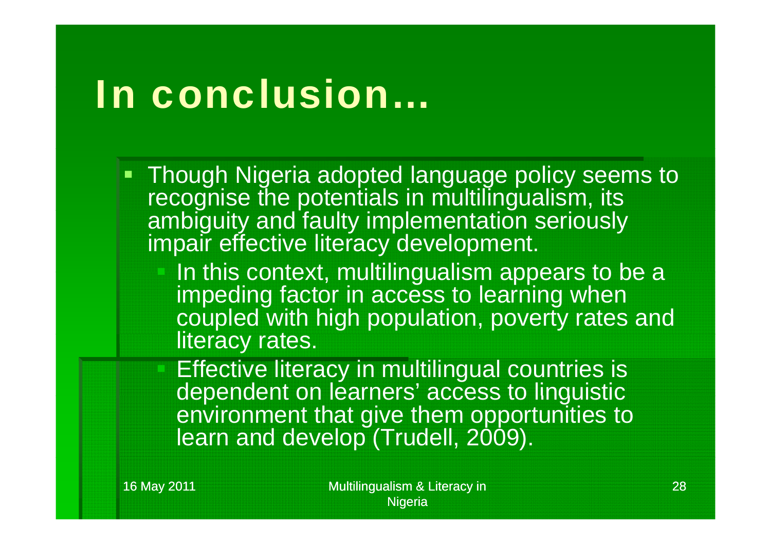# In conclusion…

- Though Nigeria adopted language policy seems to recognise the potentials in multilingualism, its ambiguity and faulty implementation seriously impair effective literacy development.
  - In this context, multilingualism appears to be a impeding factor in access to learning when coupled with high population, poverty rates and literacy rates.
  - Effective literacy in multilingual countries is dependent on learners' access to linguistic environment that give them opportunities to learn and develop (Trudell, 2009).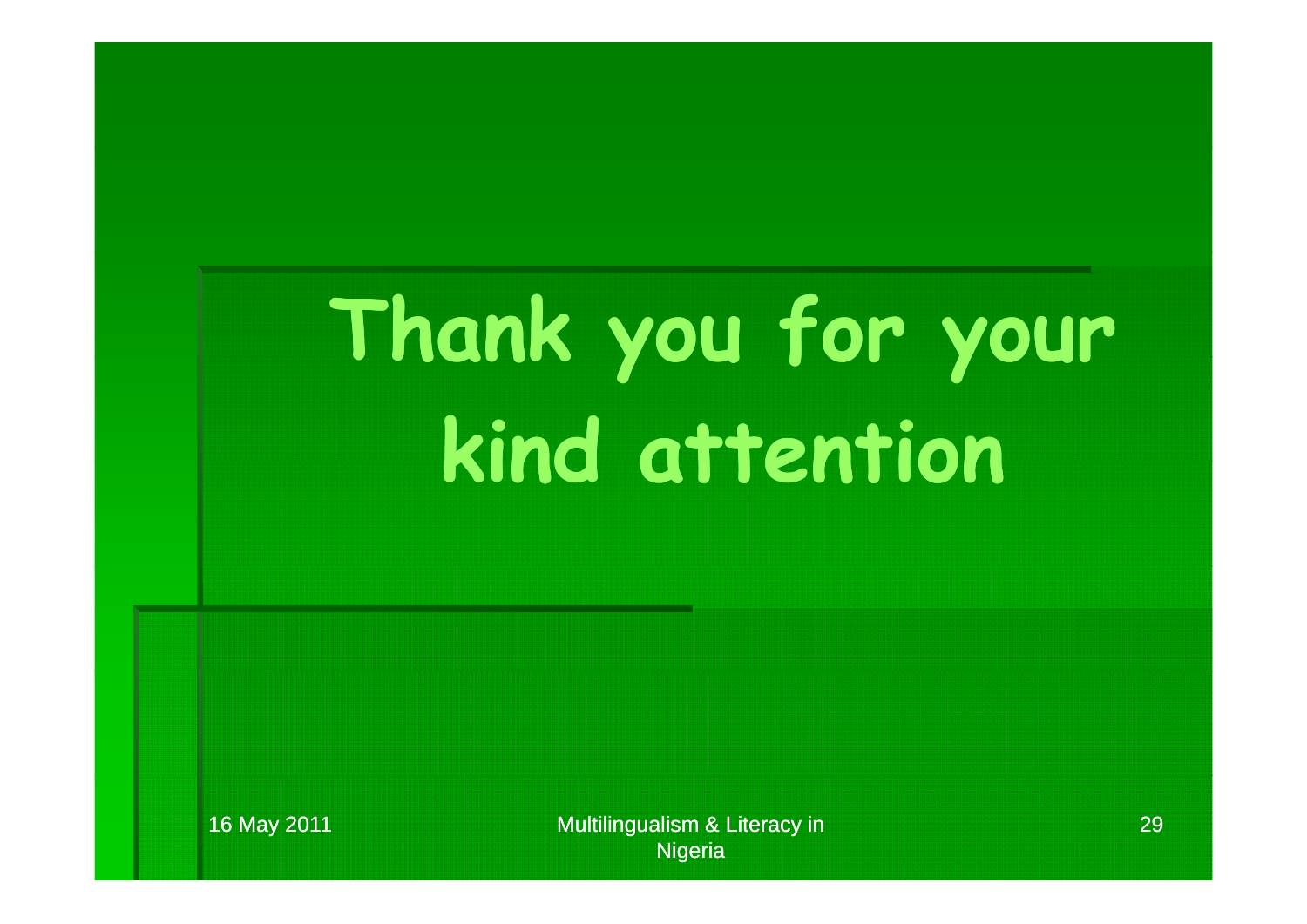# Thank you for your kind attention